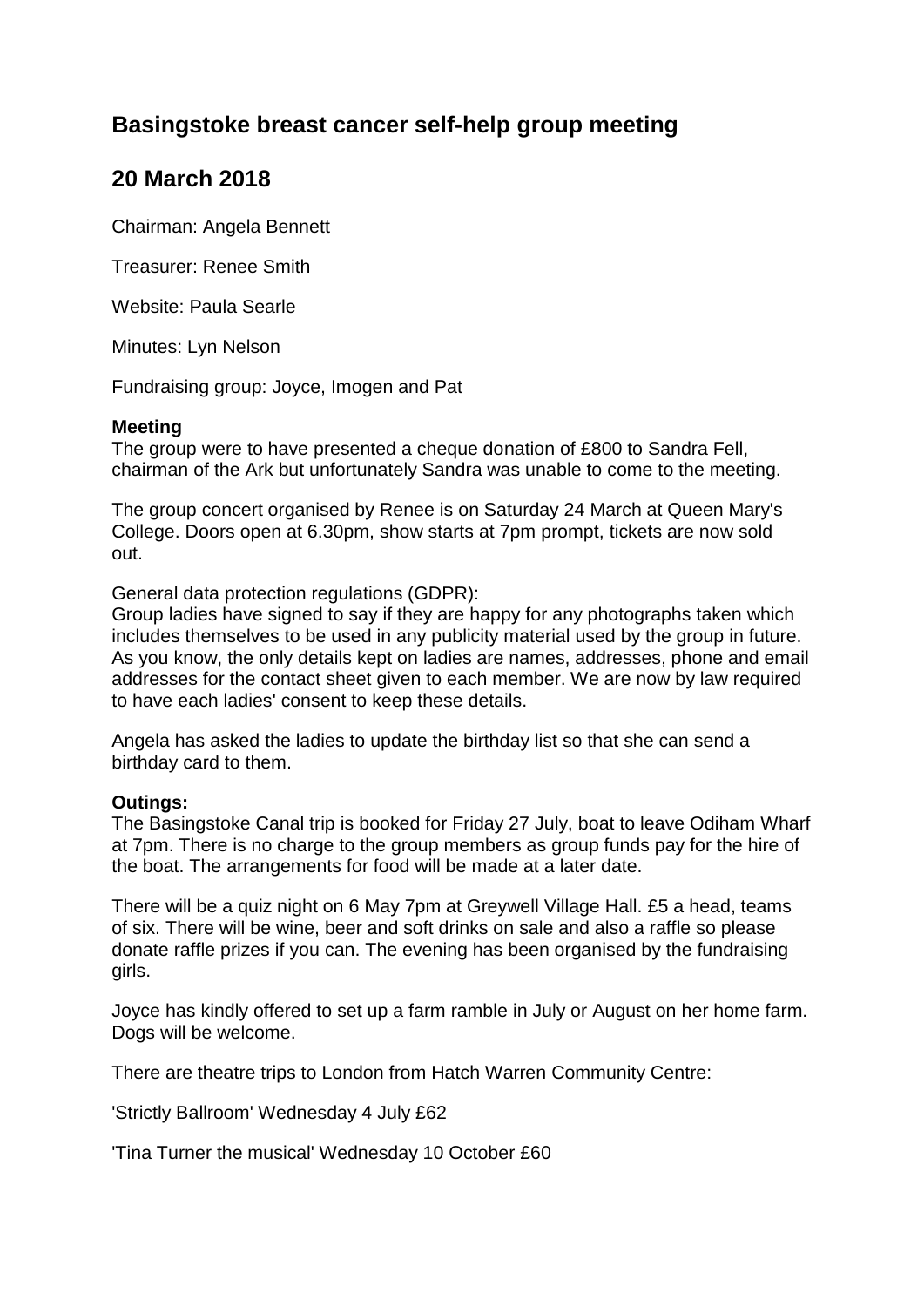# Basingstoke breast cancer self-help group meeting

## 20 March 2018

Chairman: Angela Bennett

Treasurer: Renee Smith

Website: Paula Searle

Minutes: Lyn Nelson

Fundraising group: Joyce, Imogen and Pat

**Meeting**

The group were to have presented a cheque donation of £800 to Sandra Fell, chairman of the Ark but unfortunately Sandra was unable to come to the meeting.

The group concert organised by Renee is on Saturday 24 March at Queen Mary's College. Doors open at 6.30pm, show starts at 7pm prompt, tickets are now sold out.

General data protection regulations (GDPR):
Group ladies have signed to say if they are happy for any photographs taken which includes themselves to be used in any publicity material used by the group in future. As you know, the only details kept on ladies are names, addresses, phone and email addresses for the contact sheet given to each member. We are now by law required to have each ladies' consent to keep these details.

Angela has asked the ladies to update the birthday list so that she can send a birthday card to them.

**Outings:**

The Basingstoke Canal trip is booked for Friday 27 July, boat to leave Odiham Wharf at 7pm. There is no charge to the group members as group funds pay for the hire of the boat. The arrangements for food will be made at a later date.

There will be a quiz night on 6 May 7pm at Greywell Village Hall. £5 a head, teams of six. There will be wine, beer and soft drinks on sale and also a raffle so please donate raffle prizes if you can. The evening has been organised by the fundraising girls.

Joyce has kindly offered to set up a farm ramble in July or August on her home farm. Dogs will be welcome.

There are theatre trips to London from Hatch Warren Community Centre:

'Strictly Ballroom' Wednesday 4 July £62

'Tina Turner the musical' Wednesday 10 October £60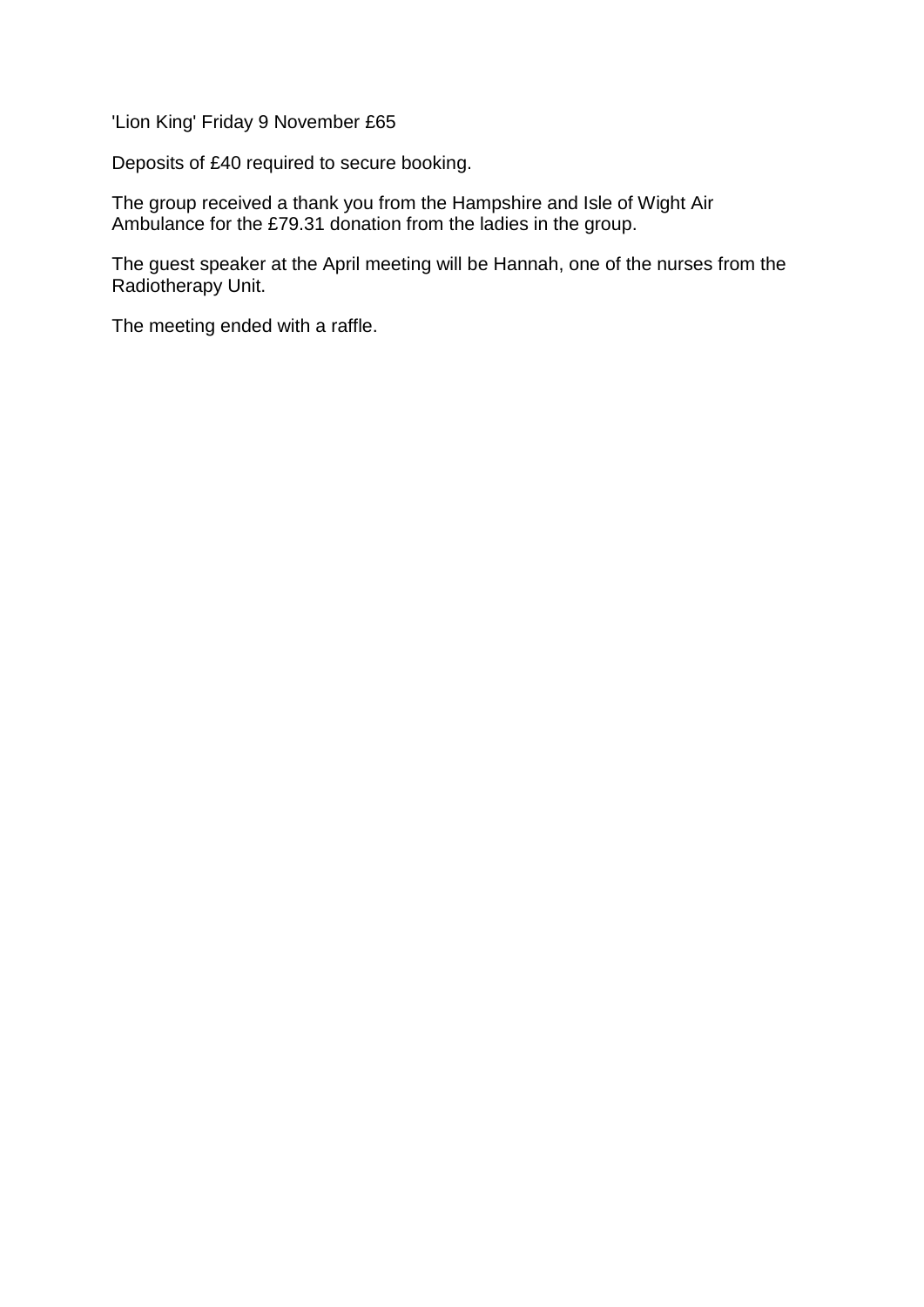'Lion King' Friday 9 November £65

Deposits of £40 required to secure booking.

The group received a thank you from the Hampshire and Isle of Wight Air Ambulance for the £79.31 donation from the ladies in the group.

The guest speaker at the April meeting will be Hannah, one of the nurses from the Radiotherapy Unit.

The meeting ended with a raffle.